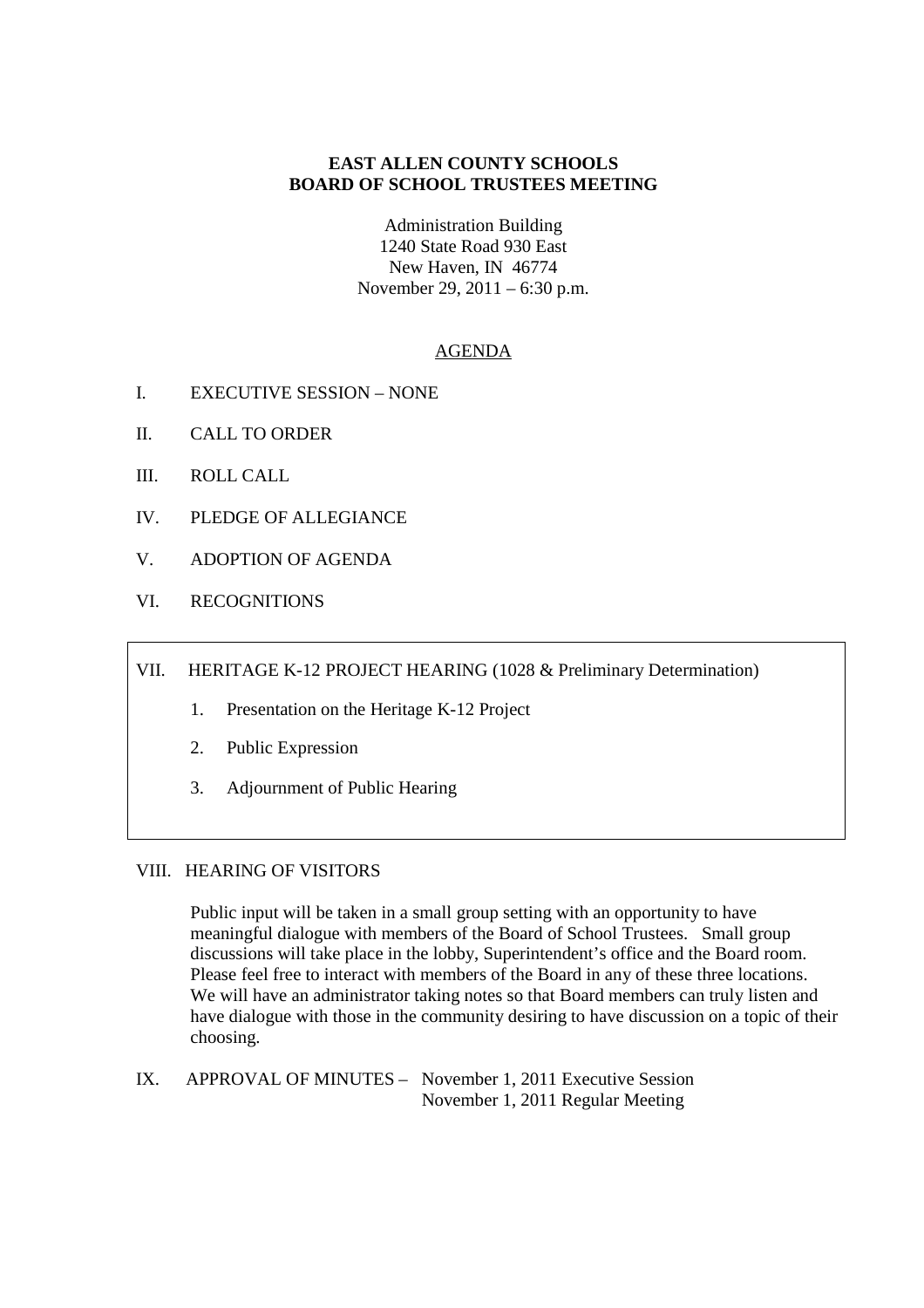**EAST ALLEN COUNTY SCHOOLS**
**BOARD OF SCHOOL TRUSTEES MEETING**

Administration Building
1240 State Road 930 East
New Haven, IN 46774
November 29, 2011 – 6:30 p.m.

AGENDA

I. EXECUTIVE SESSION – NONE

II. CALL TO ORDER

III. ROLL CALL

IV. PLEDGE OF ALLEGIANCE

V. ADOPTION OF AGENDA

VI. RECOGNITIONS

VII. HERITAGE K-12 PROJECT HEARING (1028 & Preliminary Determination)

1. Presentation on the Heritage K-12 Project
2. Public Expression
3. Adjournment of Public Hearing

VIII. HEARING OF VISITORS

Public input will be taken in a small group setting with an opportunity to have meaningful dialogue with members of the Board of School Trustees. Small group discussions will take place in the lobby, Superintendent's office and the Board room. Please feel free to interact with members of the Board in any of these three locations. We will have an administrator taking notes so that Board members can truly listen and have dialogue with those in the community desiring to have discussion on a topic of their choosing.

IX. APPROVAL OF MINUTES – November 1, 2011 Executive Session
November 1, 2011 Regular Meeting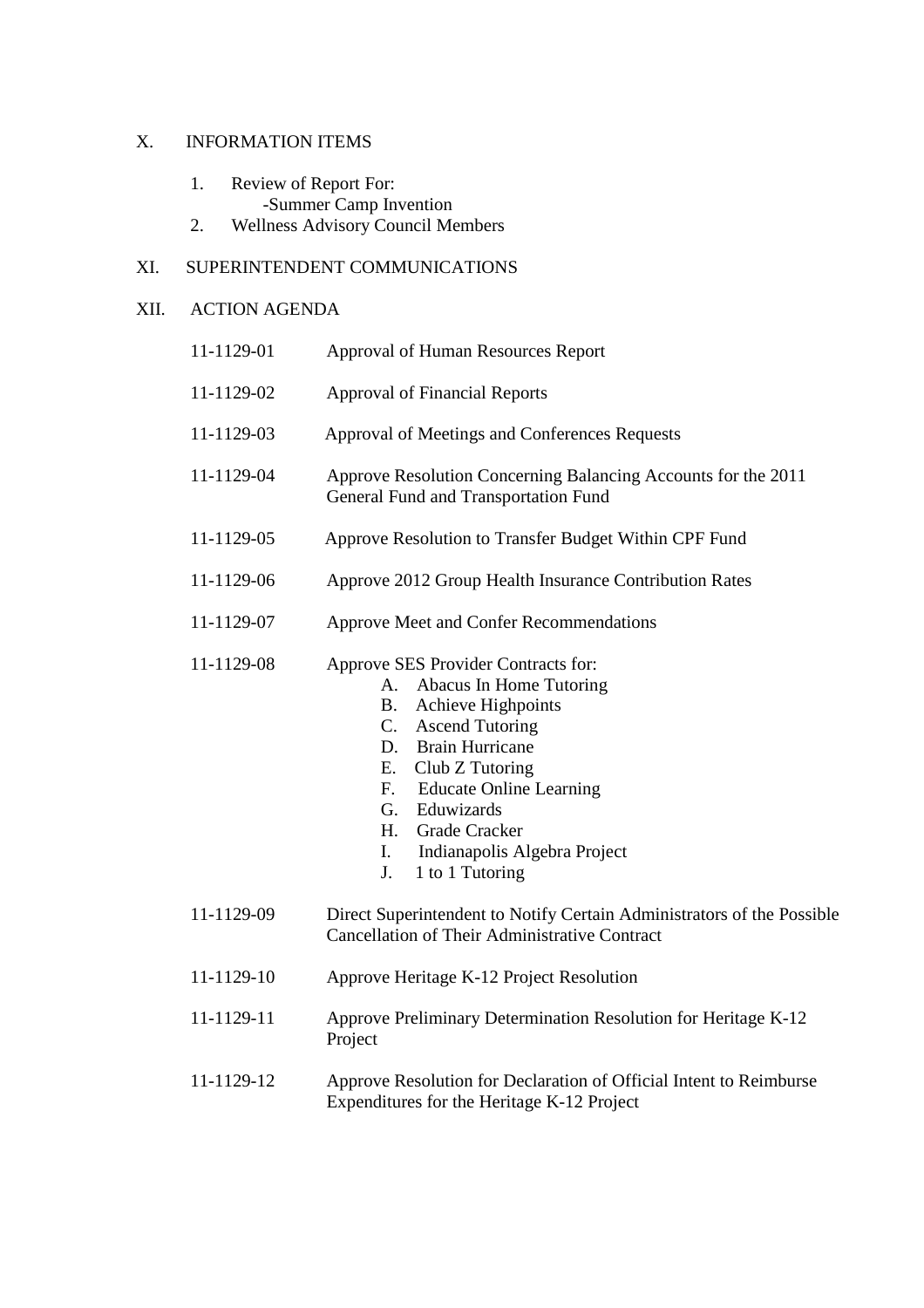## X. INFORMATION ITEMS

1. Review of Report For:
   - Summer Camp Invention
2. Wellness Advisory Council Members

## XI. SUPERINTENDENT COMMUNICATIONS

## XII. ACTION AGENDA

11-1129-01 Approval of Human Resources Report

11-1129-02 Approval of Financial Reports

11-1129-03 Approval of Meetings and Conferences Requests

11-1129-04 Approve Resolution Concerning Balancing Accounts for the 2011 General Fund and Transportation Fund

11-1129-05 Approve Resolution to Transfer Budget Within CPF Fund

11-1129-06 Approve 2012 Group Health Insurance Contribution Rates

11-1129-07 Approve Meet and Confer Recommendations

11-1129-08 Approve SES Provider Contracts for:

A. Abacus In Home Tutoring
B. Achieve Highpoints
C. Ascend Tutoring
D. Brain Hurricane
E. Club Z Tutoring
F. Educate Online Learning
G. Eduwizards
H. Grade Cracker
I. Indianapolis Algebra Project
J. 1 to 1 Tutoring

11-1129-09 Direct Superintendent to Notify Certain Administrators of the Possible Cancellation of Their Administrative Contract

11-1129-10 Approve Heritage K-12 Project Resolution

11-1129-11 Approve Preliminary Determination Resolution for Heritage K-12 Project

11-1129-12 Approve Resolution for Declaration of Official Intent to Reimburse Expenditures for the Heritage K-12 Project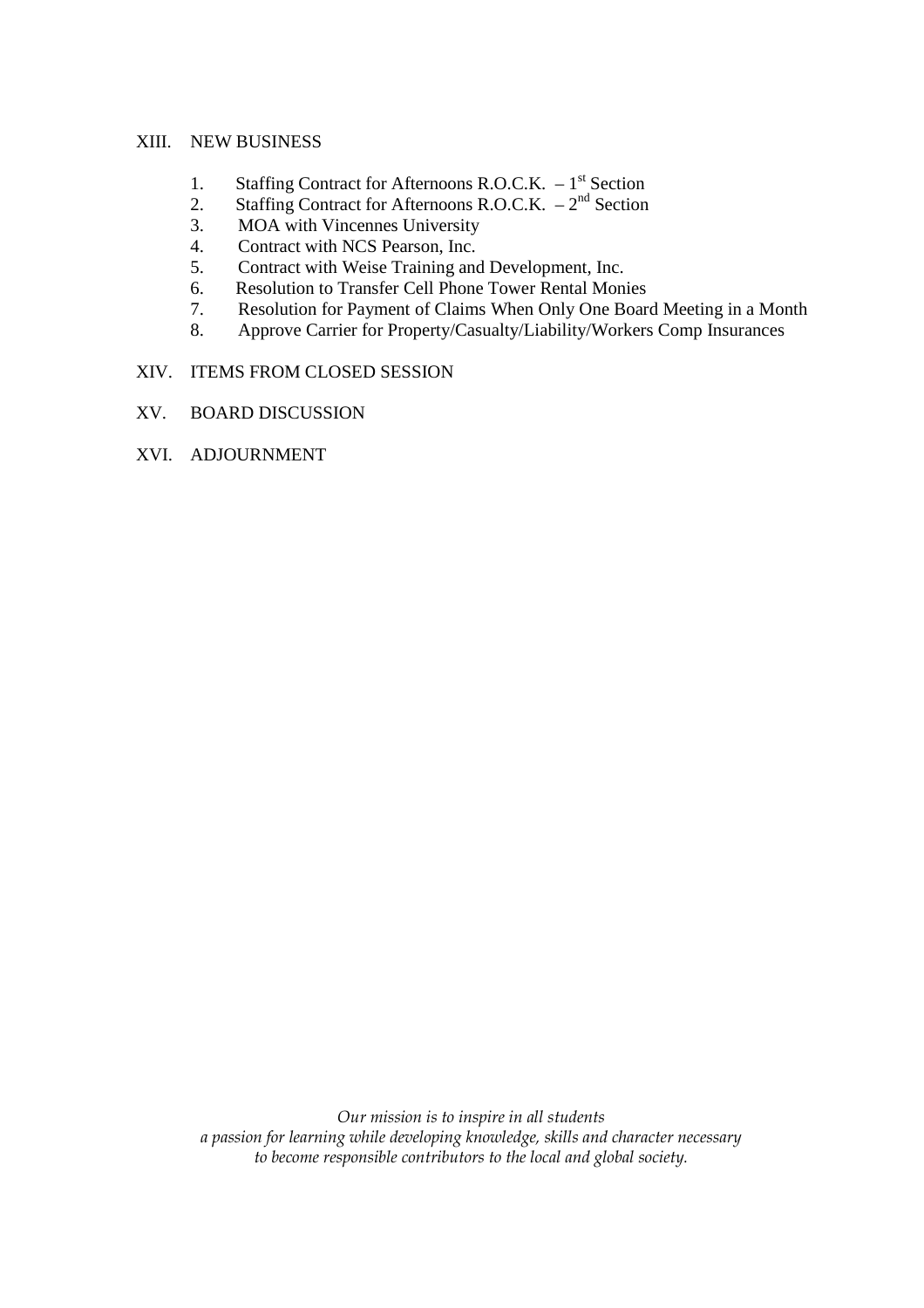XIII. NEW BUSINESS

1. Staffing Contract for Afternoons R.O.C.K. – 1st Section
2. Staffing Contract for Afternoons R.O.C.K. – 2nd Section
3. MOA with Vincennes University
4. Contract with NCS Pearson, Inc.
5. Contract with Weise Training and Development, Inc.
6. Resolution to Transfer Cell Phone Tower Rental Monies
7. Resolution for Payment of Claims When Only One Board Meeting in a Month
8. Approve Carrier for Property/Casualty/Liability/Workers Comp Insurances

XIV. ITEMS FROM CLOSED SESSION

XV. BOARD DISCUSSION

XVI. ADJOURNMENT

*Our mission is to inspire in all students a passion for learning while developing knowledge, skills and character necessary to become responsible contributors to the local and global society.*